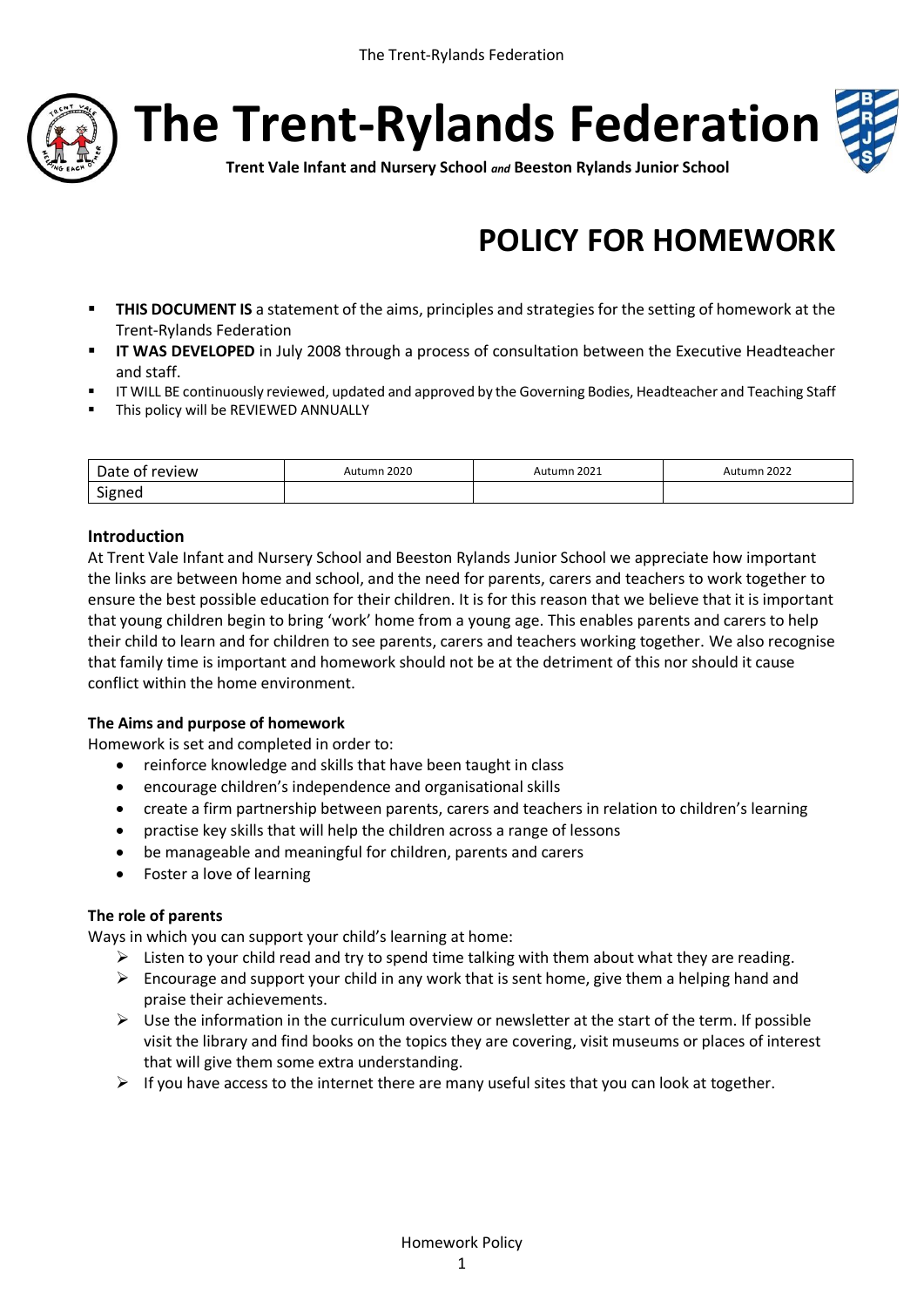# The Trent-Rylands Federation

**Trent Vale Infant and Nursery School** ***and*** **Beeston Rylands Junior School**

# POLICY FOR HOMEWORK

- **THIS DOCUMENT IS** a statement of the aims, principles and strategies for the setting of homework at the Trent-Rylands Federation
- **IT WAS DEVELOPED** in July 2008 through a process of consultation between the Executive Headteacher and staff.
- IT WILL BE continuously reviewed, updated and approved by the Governing Bodies, Headteacher and Teaching Staff
- This policy will be REVIEWED ANNUALLY

| Date of review | Autumn 2020 | Autumn 2021 | Autumn 2022 |
|---|---|---|---|
| Signed | | | |

### Introduction

At Trent Vale Infant and Nursery School and Beeston Rylands Junior School we appreciate how important the links are between home and school, and the need for parents, carers and teachers to work together to ensure the best possible education for their children. It is for this reason that we believe that it is important that young children begin to bring 'work' home from a young age. This enables parents and carers to help their child to learn and for children to see parents, carers and teachers working together. We also recognise that family time is important and homework should not be at the detriment of this nor should it cause conflict within the home environment.

#### The Aims and purpose of homework

Homework is set and completed in order to:

- reinforce knowledge and skills that have been taught in class
- encourage children's independence and organisational skills
- create a firm partnership between parents, carers and teachers in relation to children's learning
- practise key skills that will help the children across a range of lessons
- be manageable and meaningful for children, parents and carers
- Foster a love of learning

#### The role of parents

Ways in which you can support your child's learning at home:

- Listen to your child read and try to spend time talking with them about what they are reading.
- Encourage and support your child in any work that is sent home, give them a helping hand and praise their achievements.
- Use the information in the curriculum overview or newsletter at the start of the term. If possible visit the library and find books on the topics they are covering, visit museums or places of interest that will give them some extra understanding.
- If you have access to the internet there are many useful sites that you can look at together.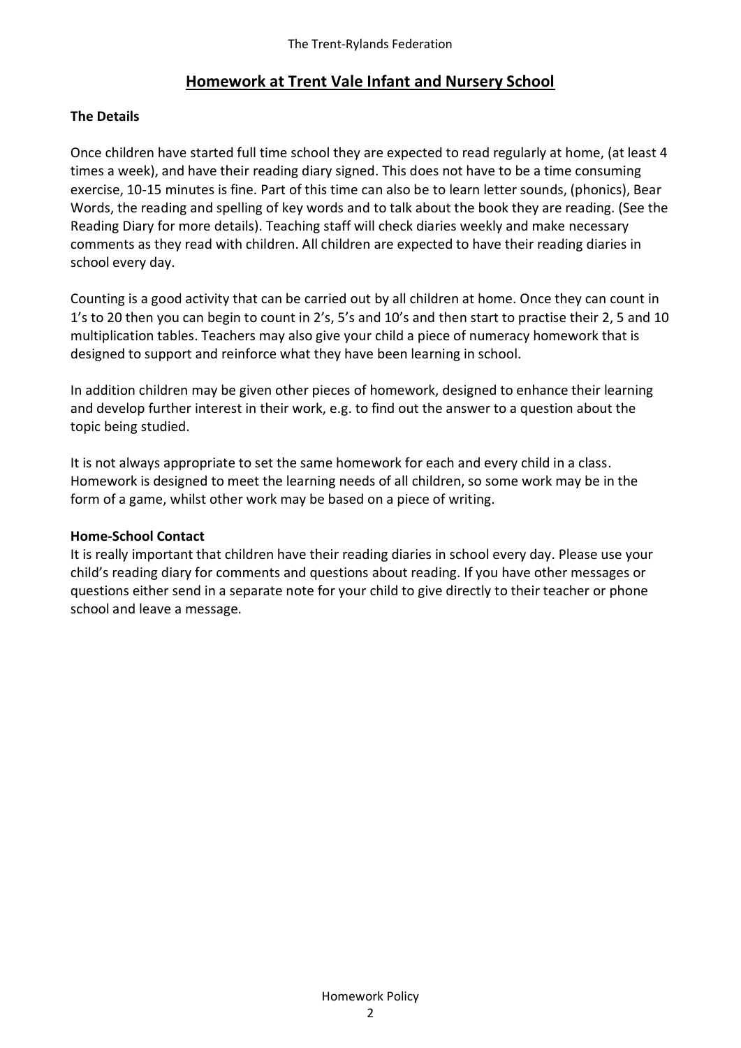## Homework at Trent Vale Infant and Nursery School

**The Details**

Once children have started full time school they are expected to read regularly at home, (at least 4 times a week), and have their reading diary signed. This does not have to be a time consuming exercise, 10-15 minutes is fine. Part of this time can also be to learn letter sounds, (phonics), Bear Words, the reading and spelling of key words and to talk about the book they are reading. (See the Reading Diary for more details). Teaching staff will check diaries weekly and make necessary comments as they read with children. All children are expected to have their reading diaries in school every day.

Counting is a good activity that can be carried out by all children at home. Once they can count in 1's to 20 then you can begin to count in 2's, 5's and 10's and then start to practise their 2, 5 and 10 multiplication tables. Teachers may also give your child a piece of numeracy homework that is designed to support and reinforce what they have been learning in school.

In addition children may be given other pieces of homework, designed to enhance their learning and develop further interest in their work, e.g. to find out the answer to a question about the topic being studied.

It is not always appropriate to set the same homework for each and every child in a class. Homework is designed to meet the learning needs of all children, so some work may be in the form of a game, whilst other work may be based on a piece of writing.

**Home-School Contact**

It is really important that children have their reading diaries in school every day. Please use your child's reading diary for comments and questions about reading. If you have other messages or questions either send in a separate note for your child to give directly to their teacher or phone school and leave a message.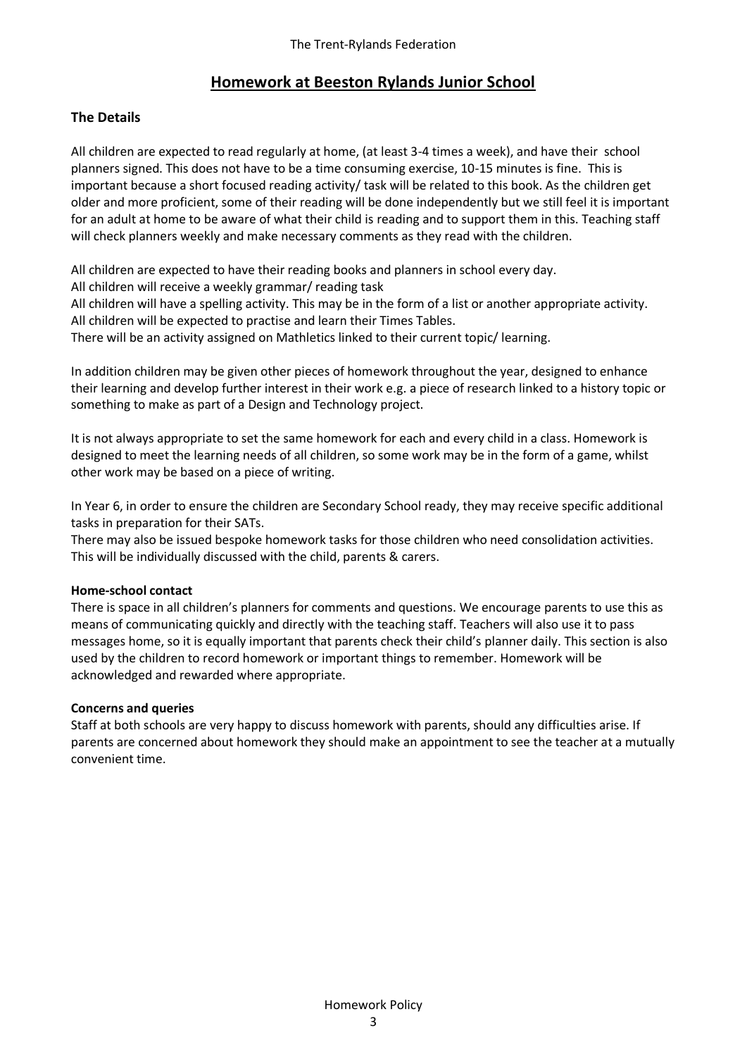# Homework at Beeston Rylands Junior School

## The Details

All children are expected to read regularly at home, (at least 3-4 times a week), and have their school planners signed. This does not have to be a time consuming exercise, 10-15 minutes is fine. This is important because a short focused reading activity/ task will be related to this book. As the children get older and more proficient, some of their reading will be done independently but we still feel it is important for an adult at home to be aware of what their child is reading and to support them in this. Teaching staff will check planners weekly and make necessary comments as they read with the children.

All children are expected to have their reading books and planners in school every day.
All children will receive a weekly grammar/ reading task
All children will have a spelling activity. This may be in the form of a list or another appropriate activity.
All children will be expected to practise and learn their Times Tables.
There will be an activity assigned on Mathletics linked to their current topic/ learning.

In addition children may be given other pieces of homework throughout the year, designed to enhance their learning and develop further interest in their work e.g. a piece of research linked to a history topic or something to make as part of a Design and Technology project.

It is not always appropriate to set the same homework for each and every child in a class. Homework is designed to meet the learning needs of all children, so some work may be in the form of a game, whilst other work may be based on a piece of writing.

In Year 6, in order to ensure the children are Secondary School ready, they may receive specific additional tasks in preparation for their SATs.
There may also be issued bespoke homework tasks for those children who need consolidation activities. This will be individually discussed with the child, parents & carers.

**Home-school contact**
There is space in all children's planners for comments and questions. We encourage parents to use this as means of communicating quickly and directly with the teaching staff. Teachers will also use it to pass messages home, so it is equally important that parents check their child's planner daily. This section is also used by the children to record homework or important things to remember. Homework will be acknowledged and rewarded where appropriate.

**Concerns and queries**
Staff at both schools are very happy to discuss homework with parents, should any difficulties arise. If parents are concerned about homework they should make an appointment to see the teacher at a mutually convenient time.